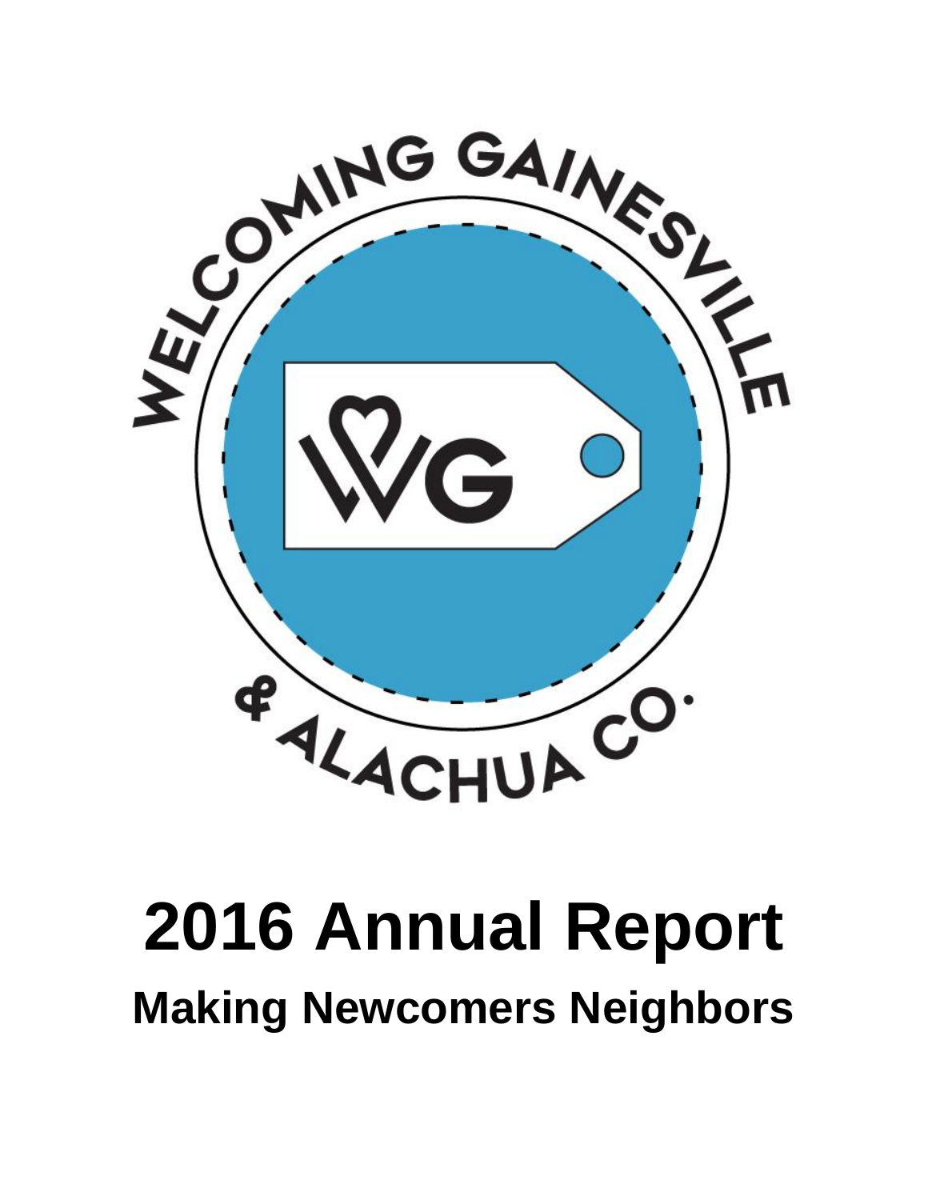WELCOMING GAINESVILLE & ALACHUA CO.

WG

# 2016 Annual Report

## Making Newcomers Neighbors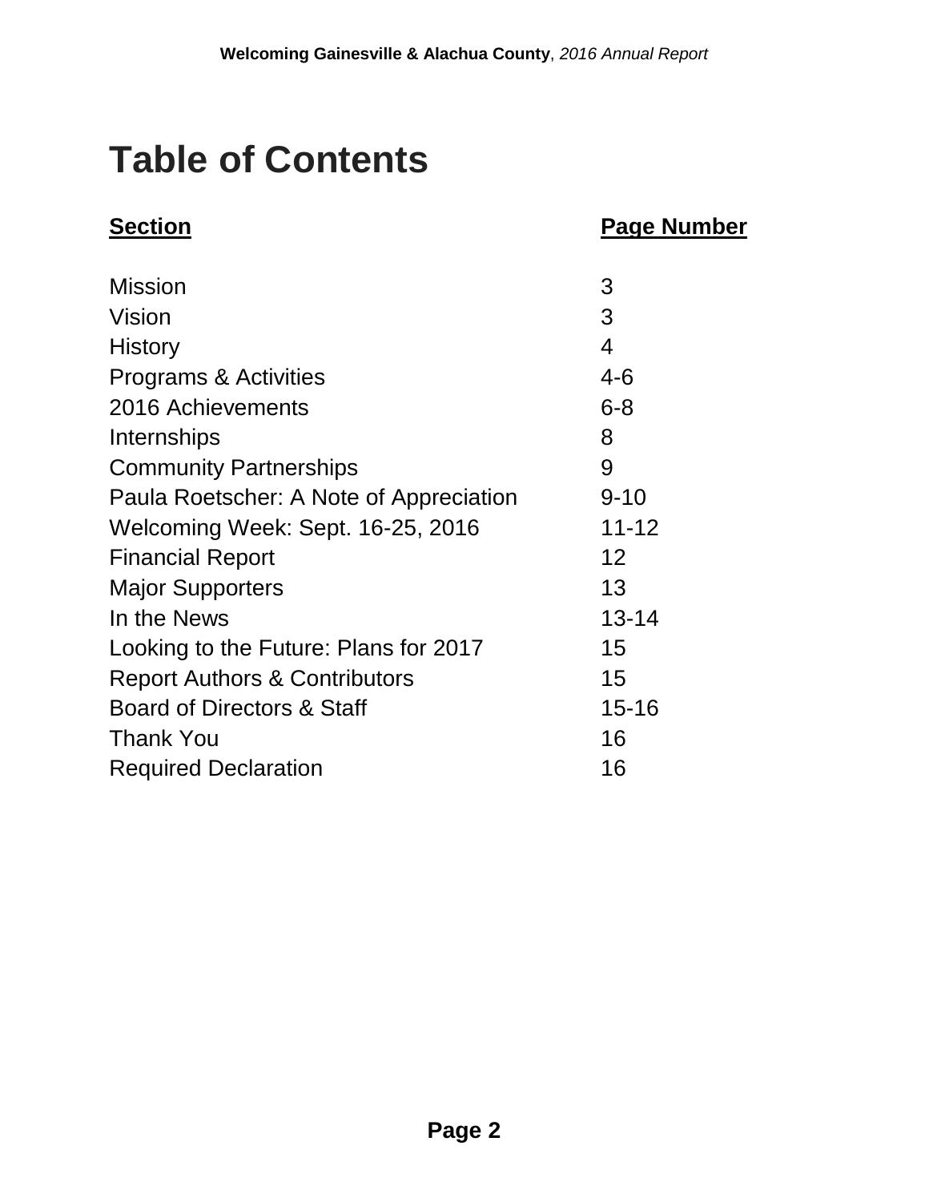# Table of Contents

| Section | Page Number |
|---|---|
| Mission | 3 |
| Vision | 3 |
| History | 4 |
| Programs & Activities | 4-6 |
| 2016 Achievements | 6-8 |
| Internships | 8 |
| Community Partnerships | 9 |
| Paula Roetscher: A Note of Appreciation | 9-10 |
| Welcoming Week: Sept. 16-25, 2016 | 11-12 |
| Financial Report | 12 |
| Major Supporters | 13 |
| In the News | 13-14 |
| Looking to the Future: Plans for 2017 | 15 |
| Report Authors & Contributors | 15 |
| Board of Directors & Staff | 15-16 |
| Thank You | 16 |
| Required Declaration | 16 |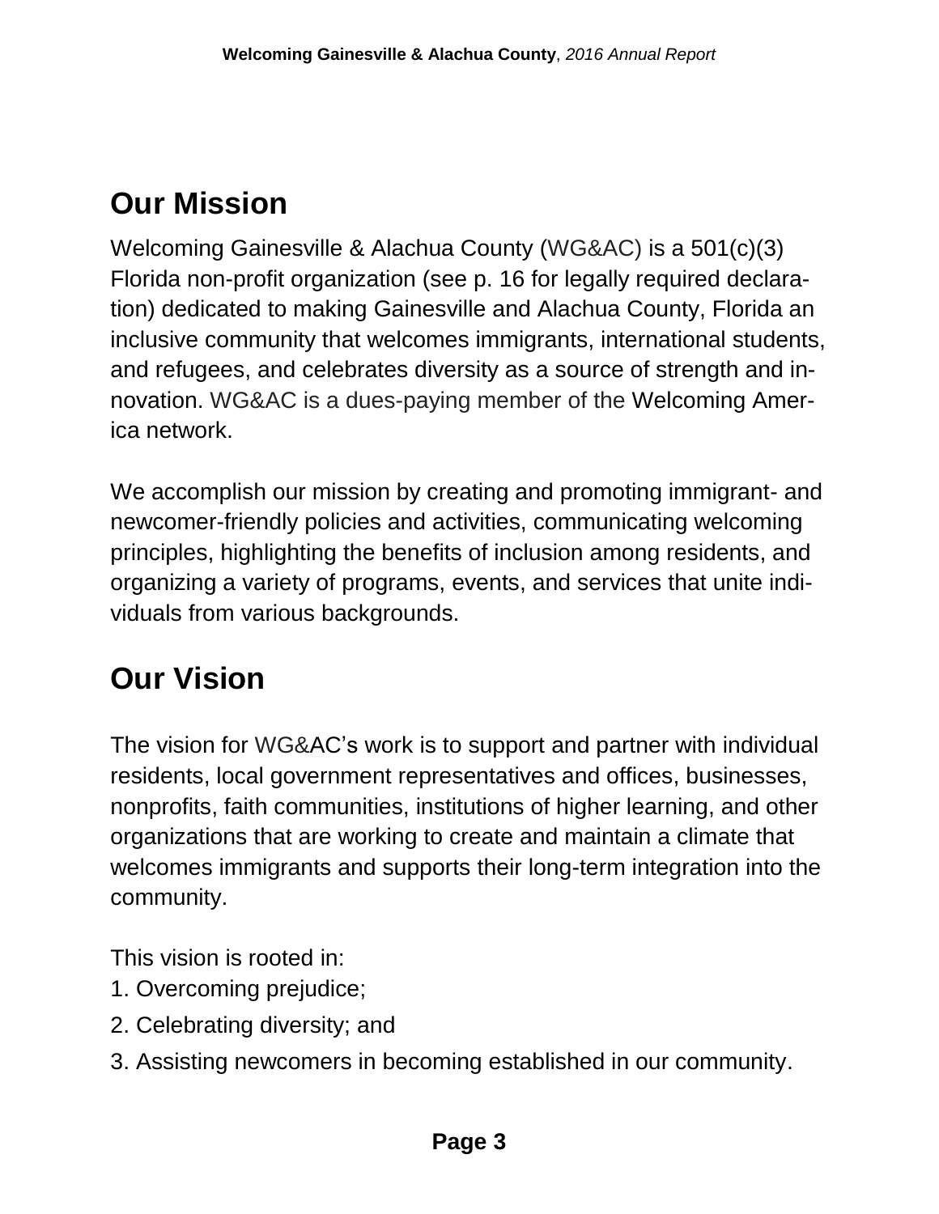## Our Mission

Welcoming Gainesville & Alachua County (WG&AC) is a 501(c)(3) Florida non-profit organization (see p. 16 for legally required declaration) dedicated to making Gainesville and Alachua County, Florida an inclusive community that welcomes immigrants, international students, and refugees, and celebrates diversity as a source of strength and innovation. WG&AC is a dues-paying member of the Welcoming America network.

We accomplish our mission by creating and promoting immigrant- and newcomer-friendly policies and activities, communicating welcoming principles, highlighting the benefits of inclusion among residents, and organizing a variety of programs, events, and services that unite individuals from various backgrounds.

## Our Vision

The vision for WG&AC's work is to support and partner with individual residents, local government representatives and offices, businesses, nonprofits, faith communities, institutions of higher learning, and other organizations that are working to create and maintain a climate that welcomes immigrants and supports their long-term integration into the community.

This vision is rooted in:

1. Overcoming prejudice;
2. Celebrating diversity; and
3. Assisting newcomers in becoming established in our community.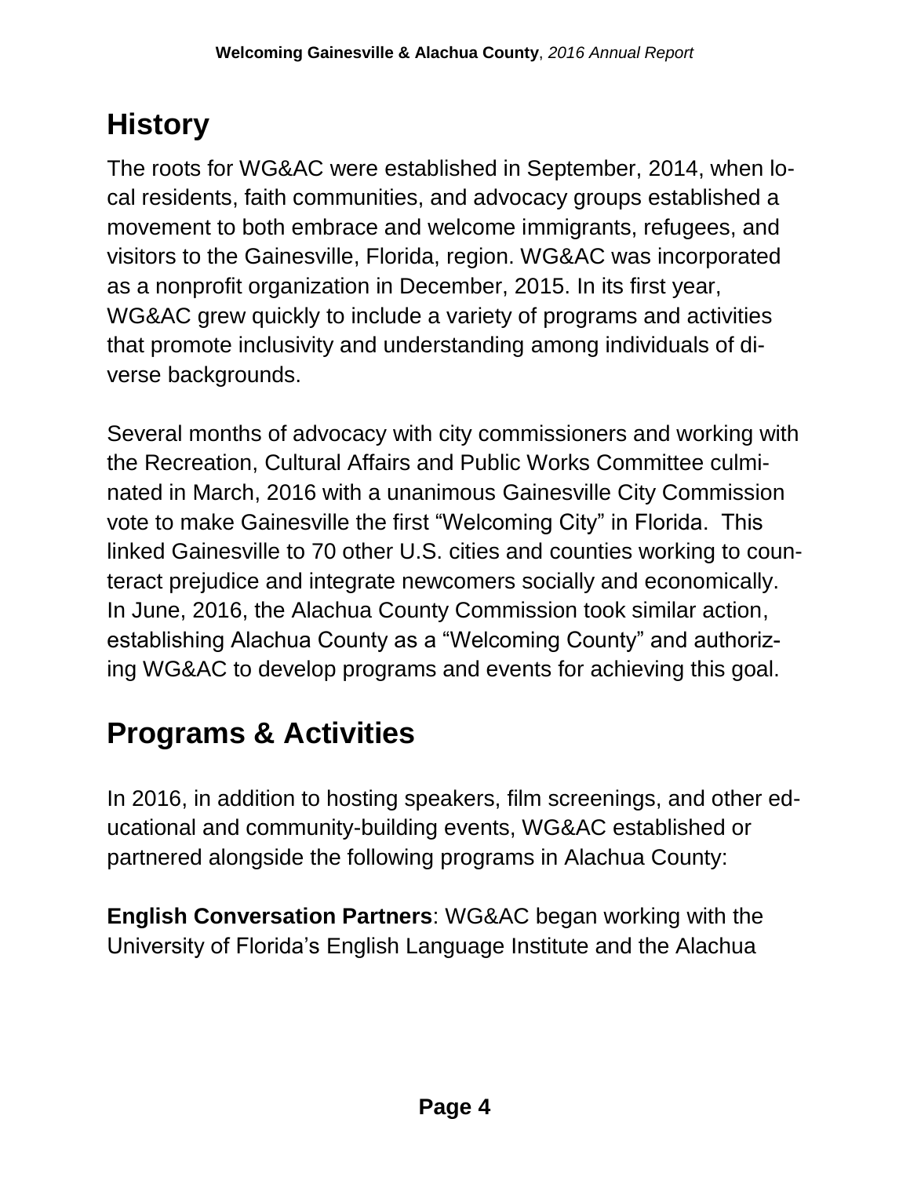## History

The roots for WG&AC were established in September, 2014, when local residents, faith communities, and advocacy groups established a movement to both embrace and welcome immigrants, refugees, and visitors to the Gainesville, Florida, region. WG&AC was incorporated as a nonprofit organization in December, 2015. In its first year, WG&AC grew quickly to include a variety of programs and activities that promote inclusivity and understanding among individuals of diverse backgrounds.

Several months of advocacy with city commissioners and working with the Recreation, Cultural Affairs and Public Works Committee culminated in March, 2016 with a unanimous Gainesville City Commission vote to make Gainesville the first "Welcoming City" in Florida. This linked Gainesville to 70 other U.S. cities and counties working to counteract prejudice and integrate newcomers socially and economically. In June, 2016, the Alachua County Commission took similar action, establishing Alachua County as a "Welcoming County" and authorizing WG&AC to develop programs and events for achieving this goal.

## Programs & Activities

In 2016, in addition to hosting speakers, film screenings, and other educational and community-building events, WG&AC established or partnered alongside the following programs in Alachua County:

**English Conversation Partners**: WG&AC began working with the University of Florida's English Language Institute and the Alachua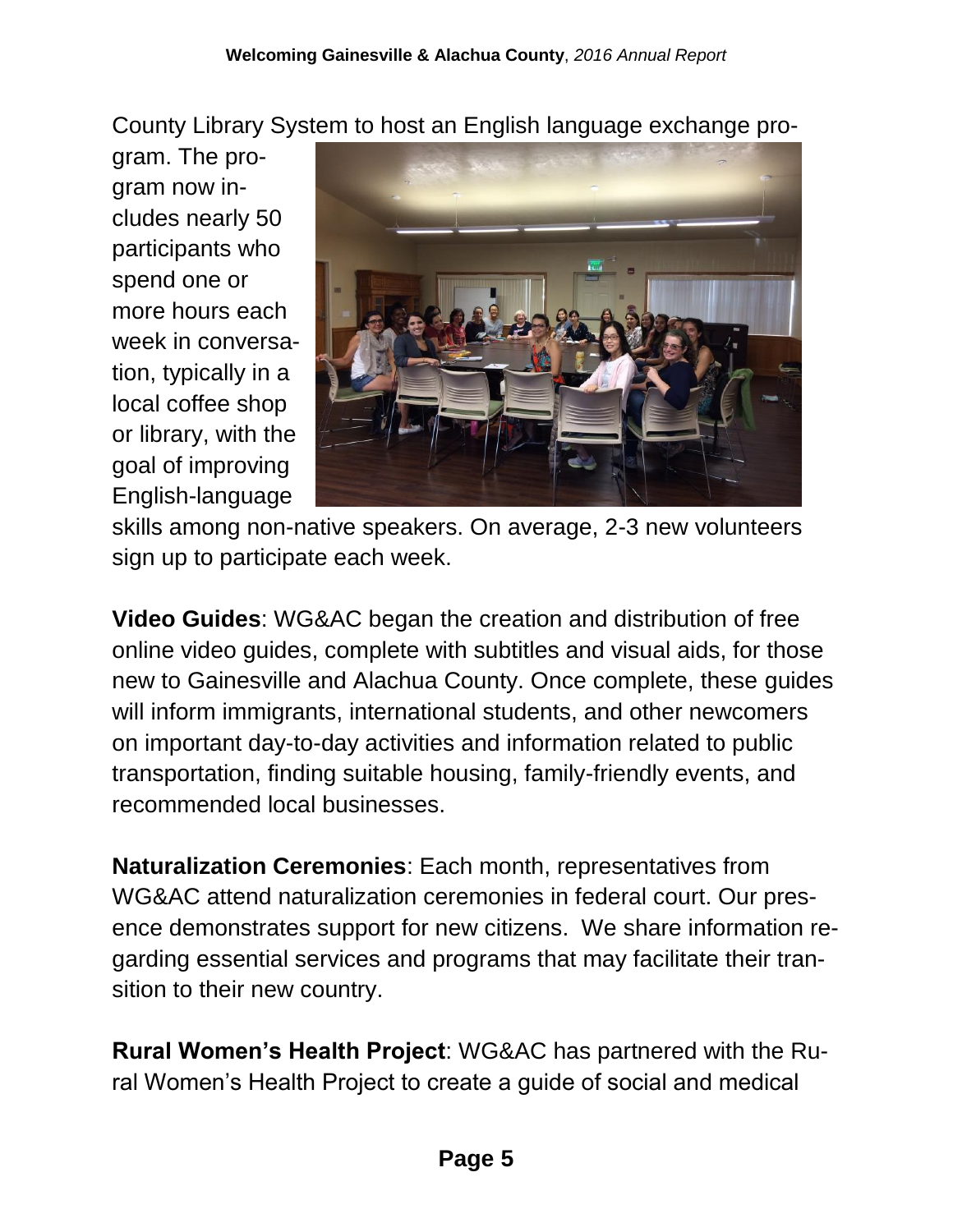County Library System to host an English language exchange program. The program now includes nearly 50 participants who spend one or more hours each week in conversation, typically in a local coffee shop or library, with the goal of improving English-language skills among non-native speakers. On average, 2-3 new volunteers sign up to participate each week.

**Video Guides**: WG&AC began the creation and distribution of free online video guides, complete with subtitles and visual aids, for those new to Gainesville and Alachua County. Once complete, these guides will inform immigrants, international students, and other newcomers on important day-to-day activities and information related to public transportation, finding suitable housing, family-friendly events, and recommended local businesses.

**Naturalization Ceremonies**: Each month, representatives from WG&AC attend naturalization ceremonies in federal court. Our presence demonstrates support for new citizens. We share information regarding essential services and programs that may facilitate their transition to their new country.

**Rural Women's Health Project**: WG&AC has partnered with the Rural Women's Health Project to create a guide of social and medical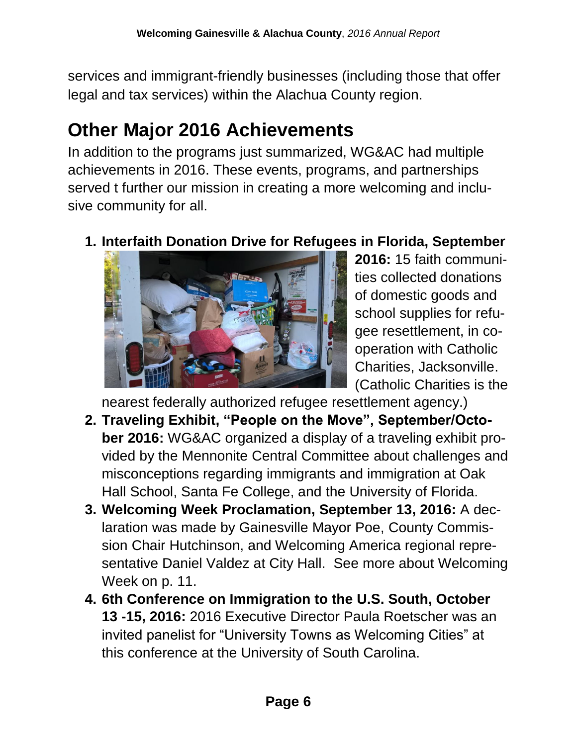services and immigrant-friendly businesses (including those that offer legal and tax services) within the Alachua County region.

## Other Major 2016 Achievements

In addition to the programs just summarized, WG&AC had multiple achievements in 2016. These events, programs, and partnerships served t further our mission in creating a more welcoming and inclusive community for all.

1. **Interfaith Donation Drive for Refugees in Florida, September 2016:** 15 faith communities collected donations of domestic goods and school supplies for refugee resettlement, in cooperation with Catholic Charities, Jacksonville. (Catholic Charities is the nearest federally authorized refugee resettlement agency.)
2. **Traveling Exhibit, "People on the Move", September/October 2016:** WG&AC organized a display of a traveling exhibit provided by the Mennonite Central Committee about challenges and misconceptions regarding immigrants and immigration at Oak Hall School, Santa Fe College, and the University of Florida.
3. **Welcoming Week Proclamation, September 13, 2016:** A declaration was made by Gainesville Mayor Poe, County Commission Chair Hutchinson, and Welcoming America regional representative Daniel Valdez at City Hall. See more about Welcoming Week on p. 11.
4. **6th Conference on Immigration to the U.S. South, October 13 -15, 2016:** 2016 Executive Director Paula Roetscher was an invited panelist for "University Towns as Welcoming Cities" at this conference at the University of South Carolina.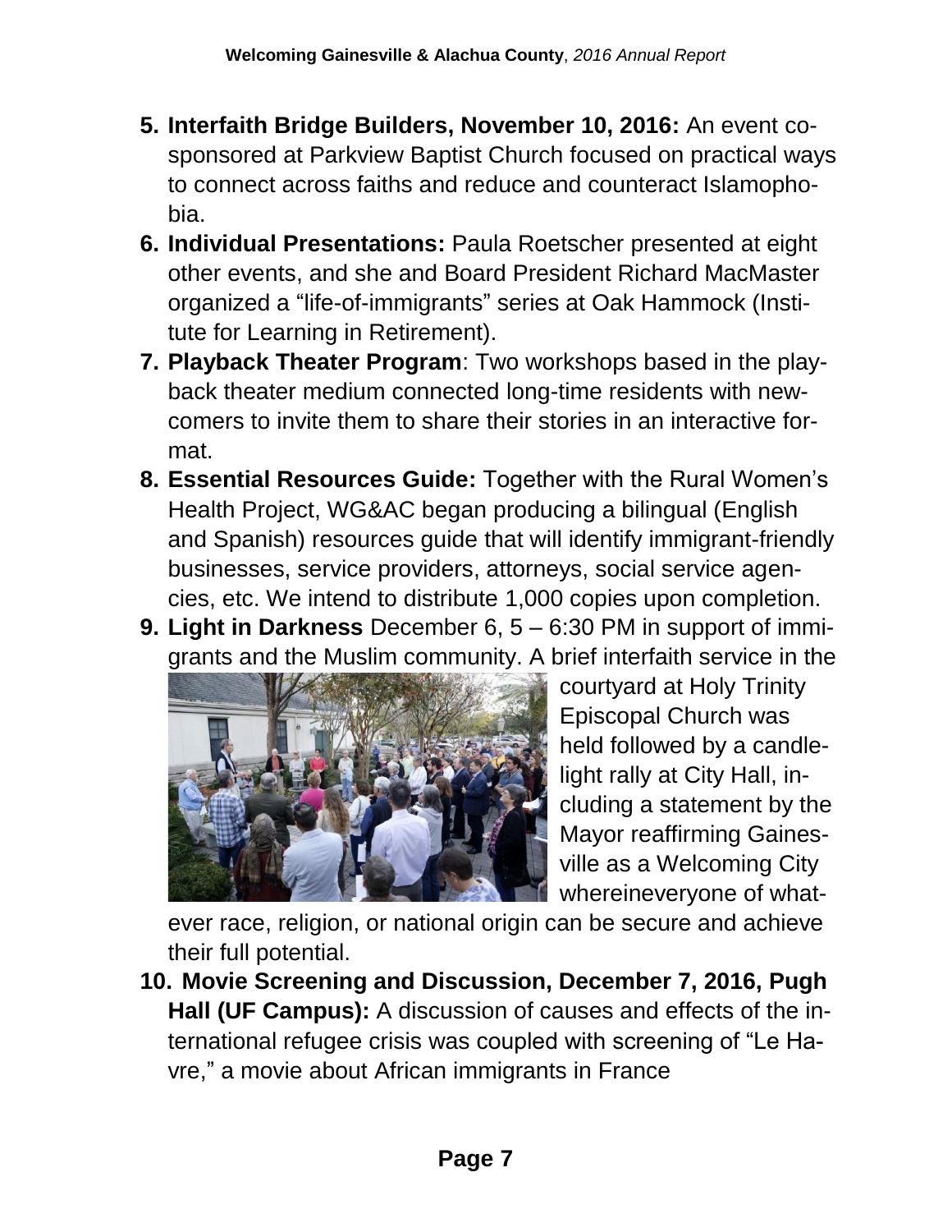5. **Interfaith Bridge Builders, November 10, 2016:** An event co-sponsored at Parkview Baptist Church focused on practical ways to connect across faiths and reduce and counteract Islamophobia.
6. **Individual Presentations:** Paula Roetscher presented at eight other events, and she and Board President Richard MacMaster organized a "life-of-immigrants" series at Oak Hammock (Institute for Learning in Retirement).
7. **Playback Theater Program**: Two workshops based in the playback theater medium connected long-time residents with newcomers to invite them to share their stories in an interactive format.
8. **Essential Resources Guide:** Together with the Rural Women's Health Project, WG&AC began producing a bilingual (English and Spanish) resources guide that will identify immigrant-friendly businesses, service providers, attorneys, social service agencies, etc. We intend to distribute 1,000 copies upon completion.
9. **Light in Darkness** December 6, 5 – 6:30 PM in support of immigrants and the Muslim community. A brief interfaith service in the courtyard at Holy Trinity Episcopal Church was held followed by a candlelight rally at City Hall, including a statement by the Mayor reaffirming Gainesville as a Welcoming City whereineveryone of whatever race, religion, or national origin can be secure and achieve their full potential.
10. **Movie Screening and Discussion, December 7, 2016, Pugh Hall (UF Campus):** A discussion of causes and effects of the international refugee crisis was coupled with screening of "Le Havre," a movie about African immigrants in France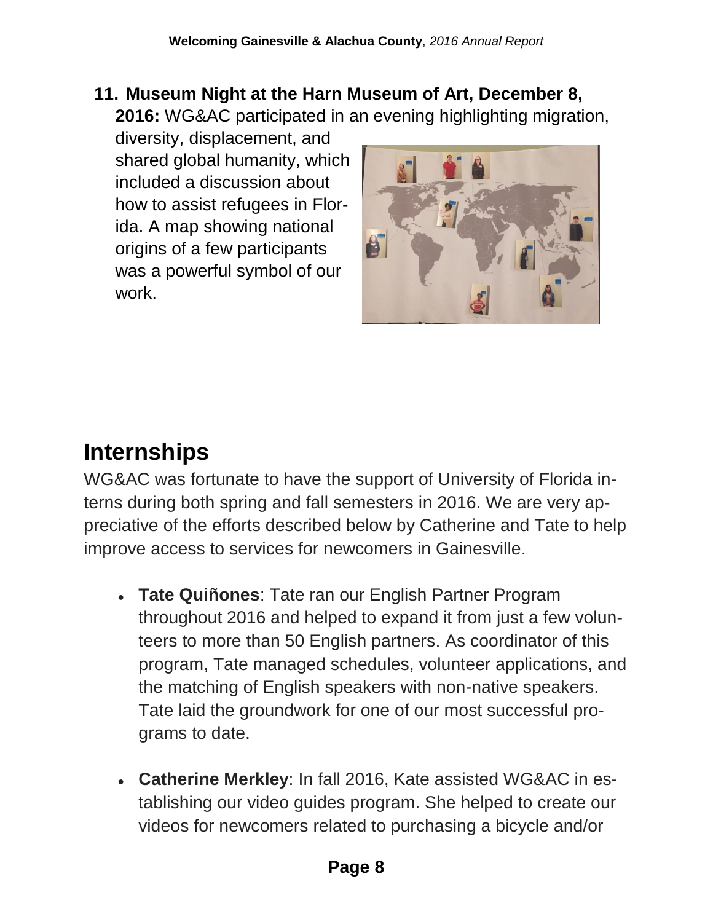11. **Museum Night at the Harn Museum of Art, December 8, 2016:** WG&AC participated in an evening highlighting migration, diversity, displacement, and shared global humanity, which included a discussion about how to assist refugees in Florida. A map showing national origins of a few participants was a powerful symbol of our work.

## Internships

WG&AC was fortunate to have the support of University of Florida interns during both spring and fall semesters in 2016. We are very appreciative of the efforts described below by Catherine and Tate to help improve access to services for newcomers in Gainesville.

- **Tate Quiñones**: Tate ran our English Partner Program throughout 2016 and helped to expand it from just a few volunteers to more than 50 English partners. As coordinator of this program, Tate managed schedules, volunteer applications, and the matching of English speakers with non-native speakers. Tate laid the groundwork for one of our most successful programs to date.

- **Catherine Merkley**: In fall 2016, Kate assisted WG&AC in establishing our video guides program. She helped to create our videos for newcomers related to purchasing a bicycle and/or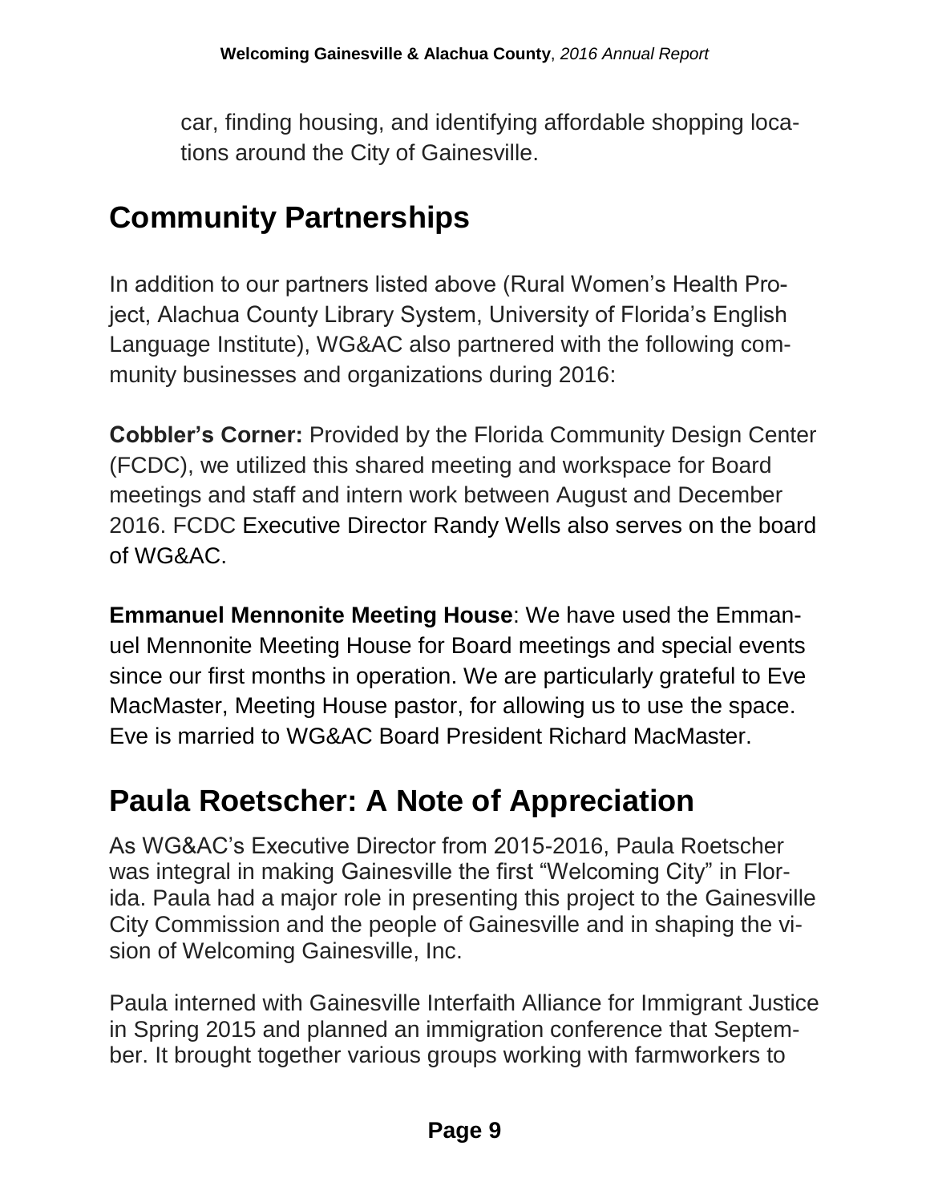car, finding housing, and identifying affordable shopping locations around the City of Gainesville.

## Community Partnerships

In addition to our partners listed above (Rural Women's Health Project, Alachua County Library System, University of Florida's English Language Institute), WG&AC also partnered with the following community businesses and organizations during 2016:

**Cobbler's Corner:** Provided by the Florida Community Design Center (FCDC), we utilized this shared meeting and workspace for Board meetings and staff and intern work between August and December 2016. FCDC Executive Director Randy Wells also serves on the board of WG&AC.

**Emmanuel Mennonite Meeting House**: We have used the Emmanuel Mennonite Meeting House for Board meetings and special events since our first months in operation. We are particularly grateful to Eve MacMaster, Meeting House pastor, for allowing us to use the space. Eve is married to WG&AC Board President Richard MacMaster.

## Paula Roetscher: A Note of Appreciation

As WG&AC's Executive Director from 2015-2016, Paula Roetscher was integral in making Gainesville the first "Welcoming City" in Florida. Paula had a major role in presenting this project to the Gainesville City Commission and the people of Gainesville and in shaping the vision of Welcoming Gainesville, Inc.

Paula interned with Gainesville Interfaith Alliance for Immigrant Justice in Spring 2015 and planned an immigration conference that September. It brought together various groups working with farmworkers to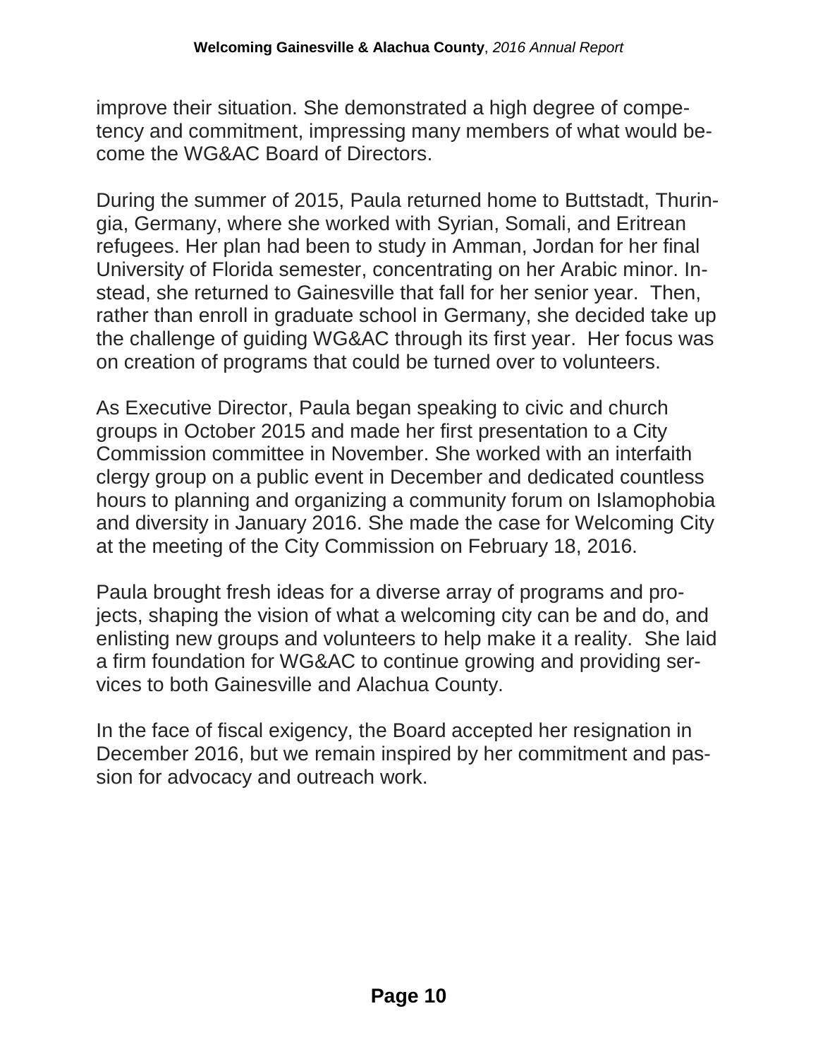improve their situation. She demonstrated a high degree of competency and commitment, impressing many members of what would become the WG&AC Board of Directors.

During the summer of 2015, Paula returned home to Buttstadt, Thuringia, Germany, where she worked with Syrian, Somali, and Eritrean refugees. Her plan had been to study in Amman, Jordan for her final University of Florida semester, concentrating on her Arabic minor. Instead, she returned to Gainesville that fall for her senior year.  Then, rather than enroll in graduate school in Germany, she decided take up the challenge of guiding WG&AC through its first year.  Her focus was on creation of programs that could be turned over to volunteers.

As Executive Director, Paula began speaking to civic and church groups in October 2015 and made her first presentation to a City Commission committee in November. She worked with an interfaith clergy group on a public event in December and dedicated countless hours to planning and organizing a community forum on Islamophobia and diversity in January 2016. She made the case for Welcoming City at the meeting of the City Commission on February 18, 2016.

Paula brought fresh ideas for a diverse array of programs and projects, shaping the vision of what a welcoming city can be and do, and enlisting new groups and volunteers to help make it a reality.  She laid a firm foundation for WG&AC to continue growing and providing services to both Gainesville and Alachua County.

In the face of fiscal exigency, the Board accepted her resignation in December 2016, but we remain inspired by her commitment and passion for advocacy and outreach work.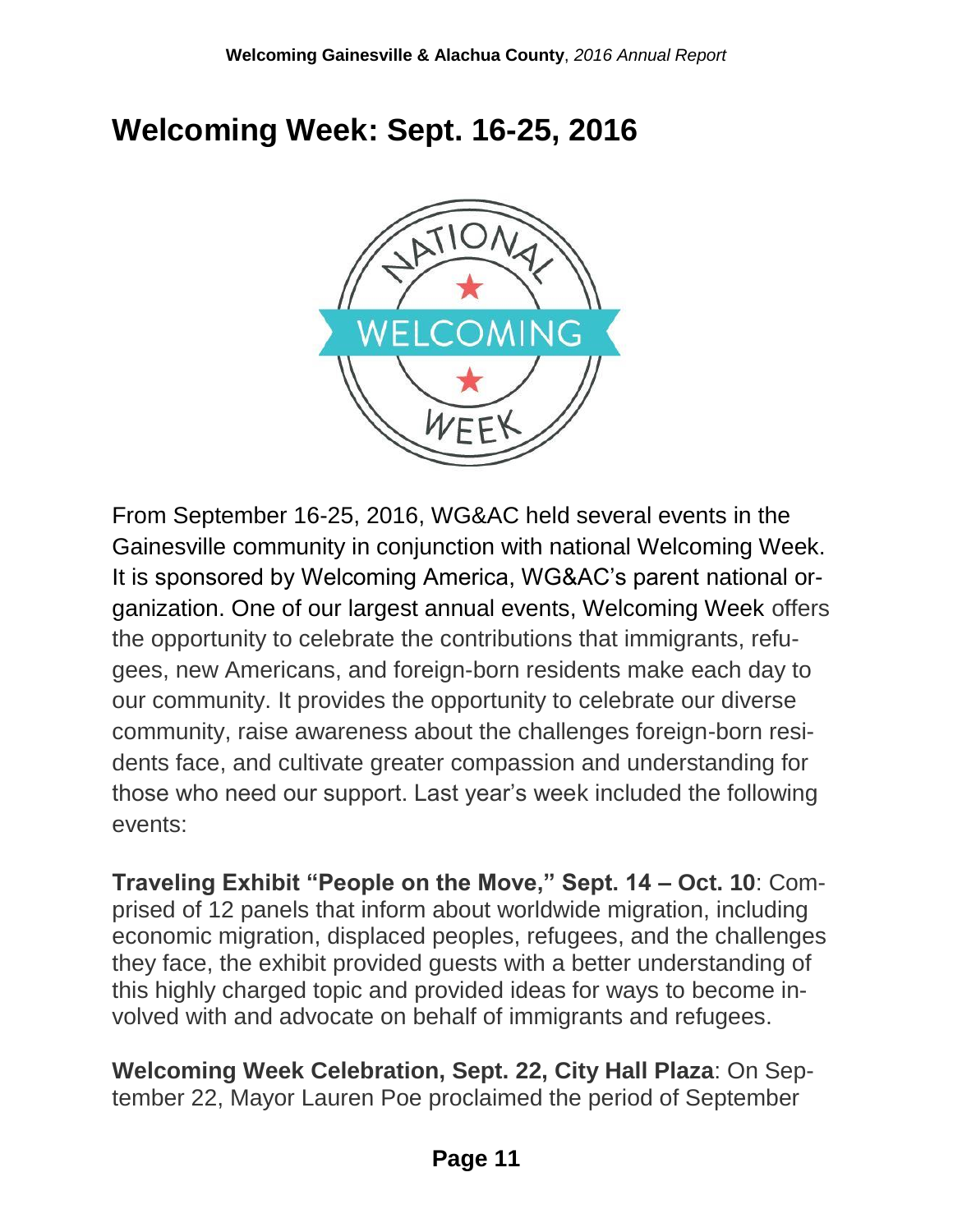# Welcoming Week: Sept. 16-25, 2016

From September 16-25, 2016, WG&AC held several events in the Gainesville community in conjunction with national Welcoming Week. It is sponsored by Welcoming America, WG&AC's parent national organization. One of our largest annual events, Welcoming Week offers the opportunity to celebrate the contributions that immigrants, refugees, new Americans, and foreign-born residents make each day to our community. It provides the opportunity to celebrate our diverse community, raise awareness about the challenges foreign-born residents face, and cultivate greater compassion and understanding for those who need our support. Last year's week included the following events:

**Traveling Exhibit "People on the Move," Sept. 14 – Oct. 10**: Comprised of 12 panels that inform about worldwide migration, including economic migration, displaced peoples, refugees, and the challenges they face, the exhibit provided guests with a better understanding of this highly charged topic and provided ideas for ways to become involved with and advocate on behalf of immigrants and refugees.

**Welcoming Week Celebration, Sept. 22, City Hall Plaza**: On September 22, Mayor Lauren Poe proclaimed the period of September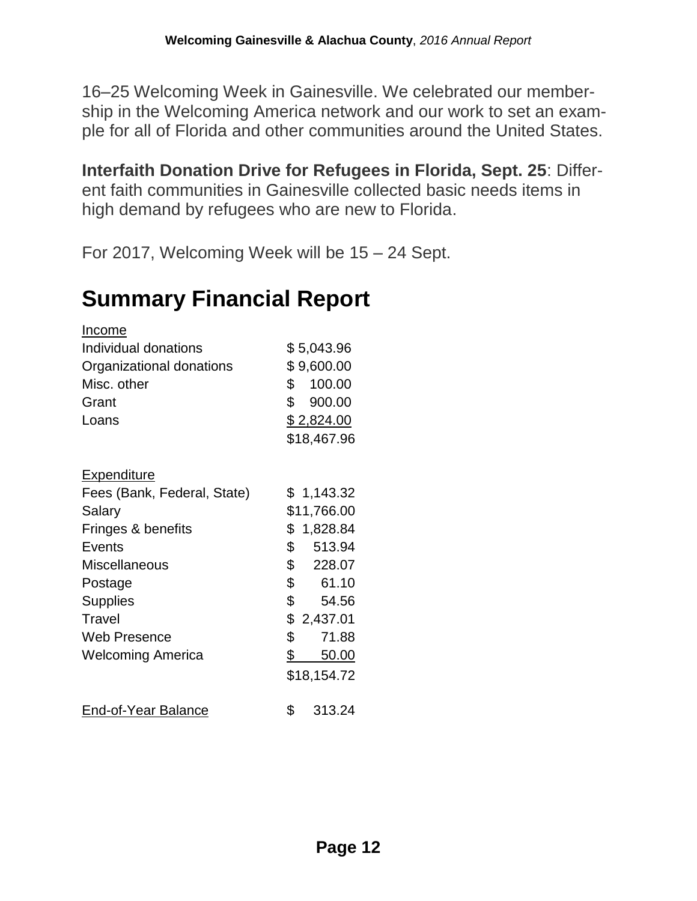16–25 Welcoming Week in Gainesville. We celebrated our membership in the Welcoming America network and our work to set an example for all of Florida and other communities around the United States.

**Interfaith Donation Drive for Refugees in Florida, Sept. 25**: Different faith communities in Gainesville collected basic needs items in high demand by refugees who are new to Florida.

For 2017, Welcoming Week will be 15 – 24 Sept.

# Summary Financial Report

| Income | |
|---|---|
| Individual donations | $ 5,043.96 |
| Organizational donations | $ 9,600.00 |
| Misc. other | $ 100.00 |
| Grant | $ 900.00 |
| Loans | $ 2,824.00 |
| | $18,467.96 |

| Expenditure | |
|---|---|
| Fees (Bank, Federal, State) | $ 1,143.32 |
| Salary | $11,766.00 |
| Fringes & benefits | $ 1,828.84 |
| Events | $ 513.94 |
| Miscellaneous | $ 228.07 |
| Postage | $ 61.10 |
| Supplies | $ 54.56 |
| Travel | $ 2,437.01 |
| Web Presence | $ 71.88 |
| Welcoming America | $ 50.00 |
| | $18,154.72 |

| End-of-Year Balance | $ 313.24 |
|---|---|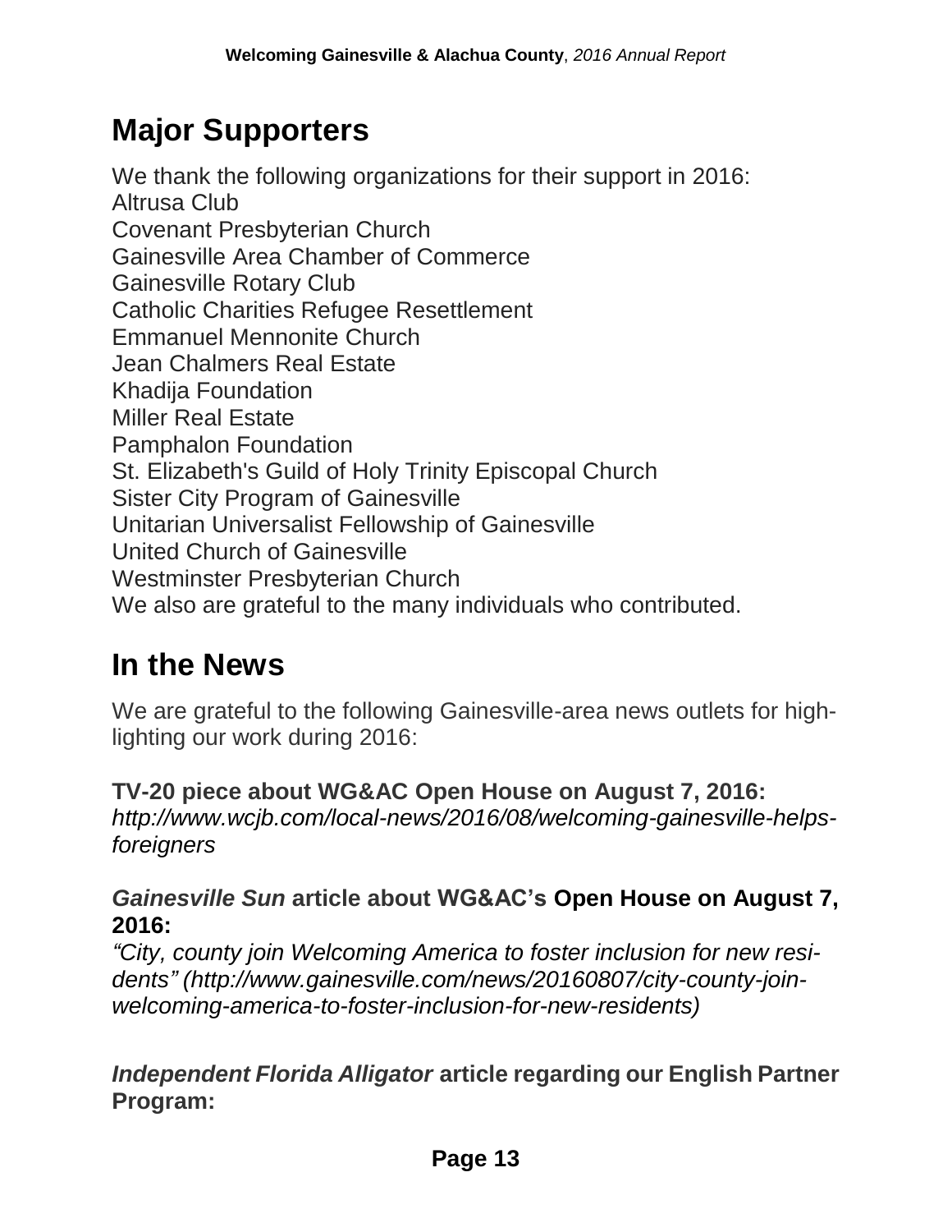## Major Supporters

We thank the following organizations for their support in 2016:
Altrusa Club
Covenant Presbyterian Church
Gainesville Area Chamber of Commerce
Gainesville Rotary Club
Catholic Charities Refugee Resettlement
Emmanuel Mennonite Church
Jean Chalmers Real Estate
Khadija Foundation
Miller Real Estate
Pamphalon Foundation
St. Elizabeth's Guild of Holy Trinity Episcopal Church
Sister City Program of Gainesville
Unitarian Universalist Fellowship of Gainesville
United Church of Gainesville
Westminster Presbyterian Church
We also are grateful to the many individuals who contributed.

## In the News

We are grateful to the following Gainesville-area news outlets for highlighting our work during 2016:

**TV-20 piece about WG&AC Open House on August 7, 2016:**
*http://www.wcjb.com/local-news/2016/08/welcoming-gainesville-helps-foreigners*

***Gainesville Sun* article about WG&AC's Open House on August 7, 2016:**
*"City, county join Welcoming America to foster inclusion for new residents" (http://www.gainesville.com/news/20160807/city-county-join-welcoming-america-to-foster-inclusion-for-new-residents)*

***Independent Florida Alligator* article regarding our English Partner Program:**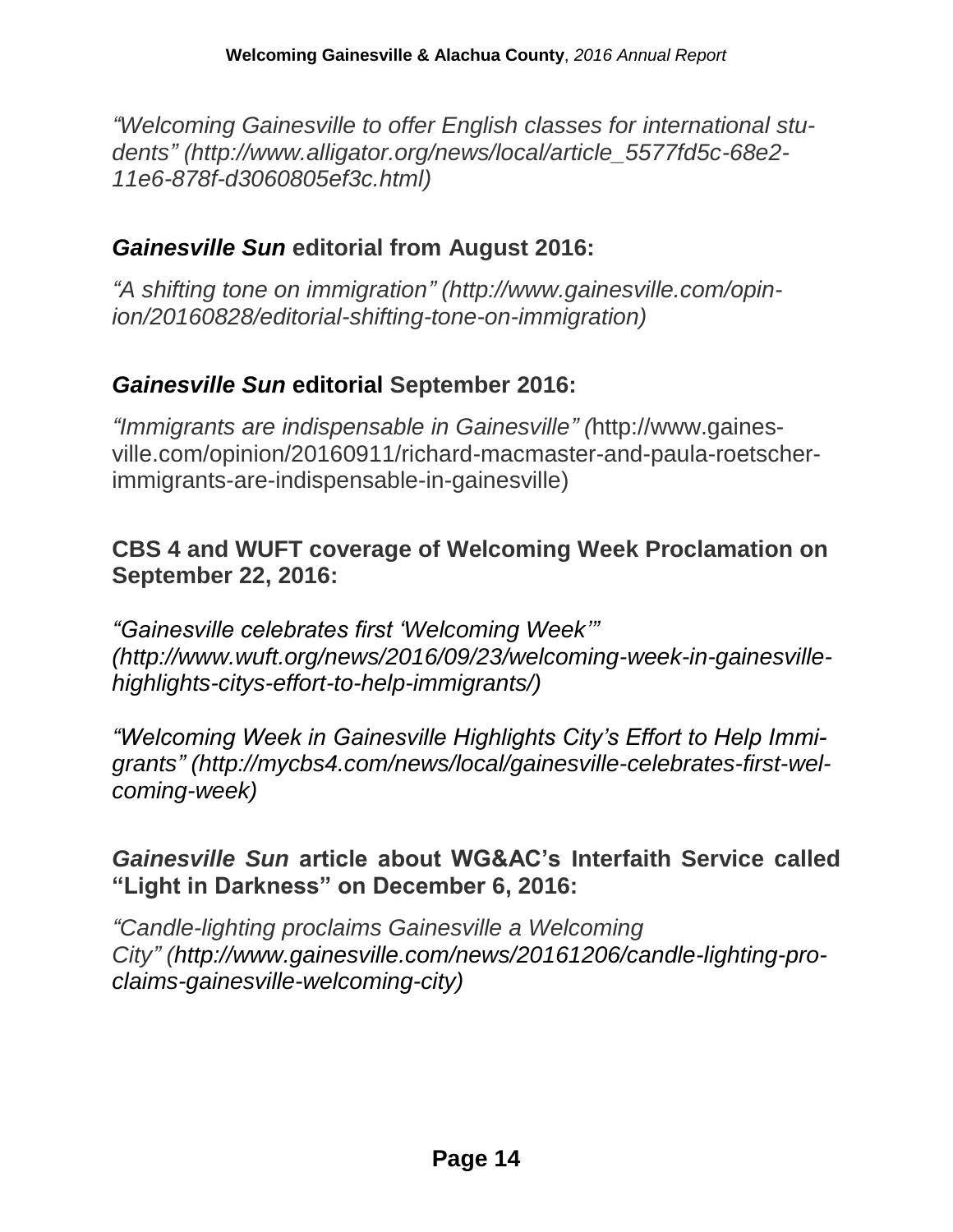*"Welcoming Gainesville to offer English classes for international students" (http://www.alligator.org/news/local/article_5577fd5c-68e2-11e6-878f-d3060805ef3c.html)*

### ***Gainesville Sun*** **editorial from August 2016:**

*"A shifting tone on immigration" (http://www.gainesville.com/opinion/20160828/editorial-shifting-tone-on-immigration)*

### ***Gainesville Sun*** **editorial September 2016:**

*"Immigrants are indispensable in Gainesville" (*http://www.gainesville.com/opinion/20160911/richard-macmaster-and-paula-roetscher-immigrants-are-indispensable-in-gainesville)

### **CBS 4 and WUFT coverage of Welcoming Week Proclamation on September 22, 2016:**

*"Gainesville celebrates first 'Welcoming Week'" (http://www.wuft.org/news/2016/09/23/welcoming-week-in-gainesville-highlights-citys-effort-to-help-immigrants/)*

*"Welcoming Week in Gainesville Highlights City's Effort to Help Immigrants" (http://mycbs4.com/news/local/gainesville-celebrates-first-welcoming-week)*

### ***Gainesville Sun*** **article about WG&AC's Interfaith Service called "Light in Darkness" on December 6, 2016:**

*"Candle-lighting proclaims Gainesville a Welcoming City" (http://www.gainesville.com/news/20161206/candle-lighting-proclaims-gainesville-welcoming-city)*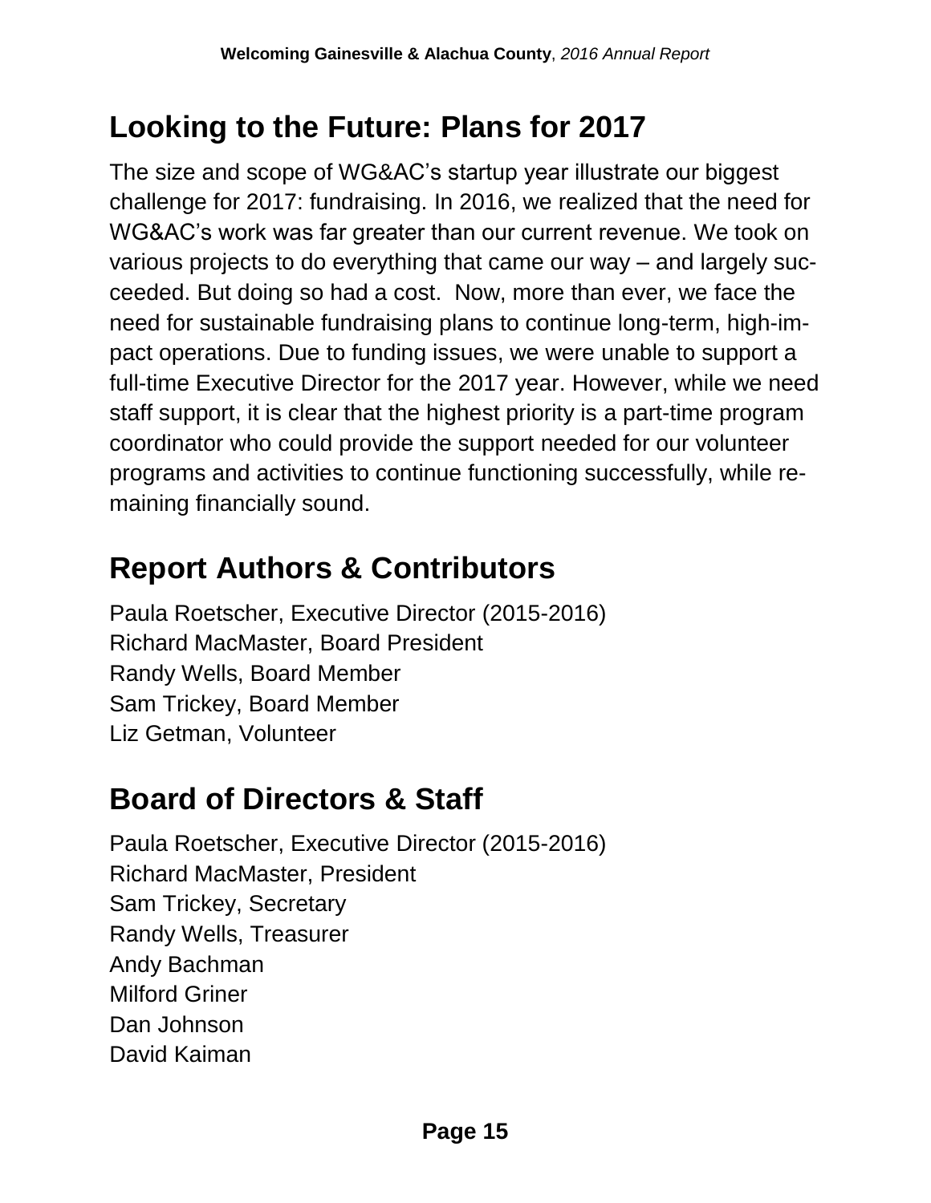## Looking to the Future: Plans for 2017

The size and scope of WG&AC's startup year illustrate our biggest challenge for 2017: fundraising. In 2016, we realized that the need for WG&AC's work was far greater than our current revenue. We took on various projects to do everything that came our way – and largely succeeded. But doing so had a cost. Now, more than ever, we face the need for sustainable fundraising plans to continue long-term, high-impact operations. Due to funding issues, we were unable to support a full-time Executive Director for the 2017 year. However, while we need staff support, it is clear that the highest priority is a part-time program coordinator who could provide the support needed for our volunteer programs and activities to continue functioning successfully, while remaining financially sound.

## Report Authors & Contributors

Paula Roetscher, Executive Director (2015-2016)
Richard MacMaster, Board President
Randy Wells, Board Member
Sam Trickey, Board Member
Liz Getman, Volunteer

## Board of Directors & Staff

Paula Roetscher, Executive Director (2015-2016)
Richard MacMaster, President
Sam Trickey, Secretary
Randy Wells, Treasurer
Andy Bachman
Milford Griner
Dan Johnson
David Kaiman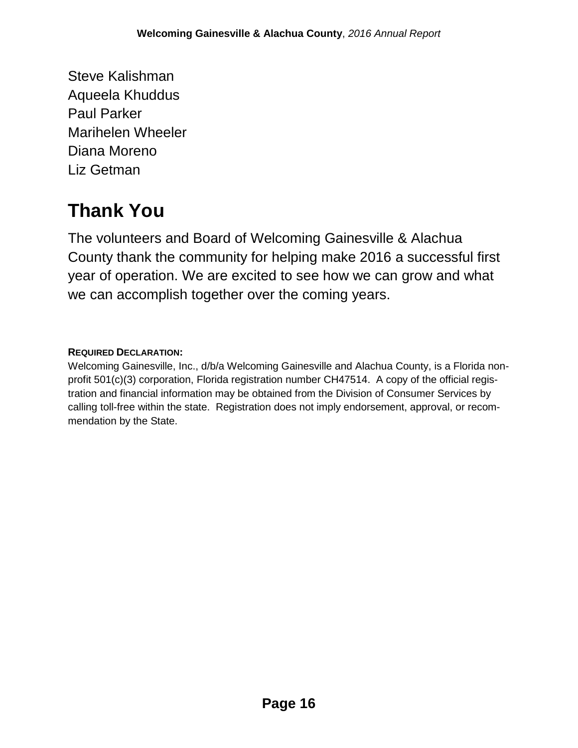Steve Kalishman
Aqueela Khuddus
Paul Parker
Marihelen Wheeler
Diana Moreno
Liz Getman

## Thank You

The volunteers and Board of Welcoming Gainesville & Alachua County thank the community for helping make 2016 a successful first year of operation. We are excited to see how we can grow and what we can accomplish together over the coming years.

**REQUIRED DECLARATION:**
Welcoming Gainesville, Inc., d/b/a Welcoming Gainesville and Alachua County, is a Florida non-profit 501(c)(3) corporation, Florida registration number CH47514. A copy of the official registration and financial information may be obtained from the Division of Consumer Services by calling toll-free within the state. Registration does not imply endorsement, approval, or recommendation by the State.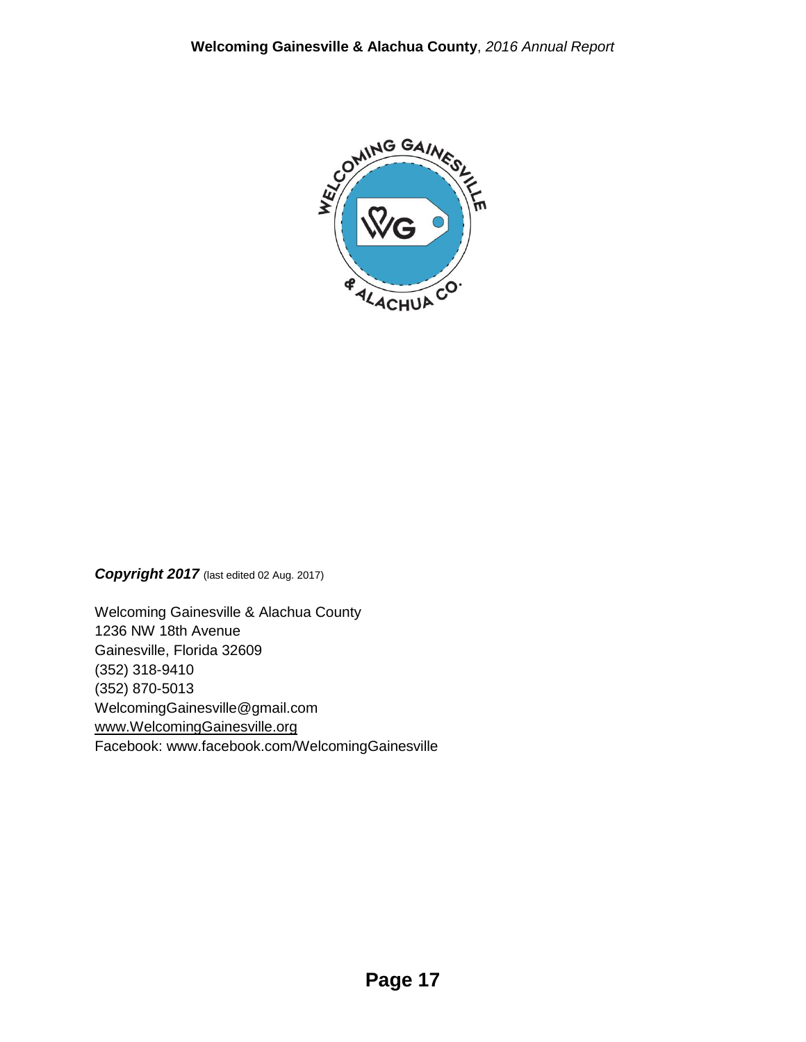***Copyright 2017*** (last edited 02 Aug. 2017)

Welcoming Gainesville & Alachua County
1236 NW 18th Avenue
Gainesville, Florida 32609
(352) 318-9410
(352) 870-5013
WelcomingGainesville@gmail.com
www.WelcomingGainesville.org
Facebook: www.facebook.com/WelcomingGainesville